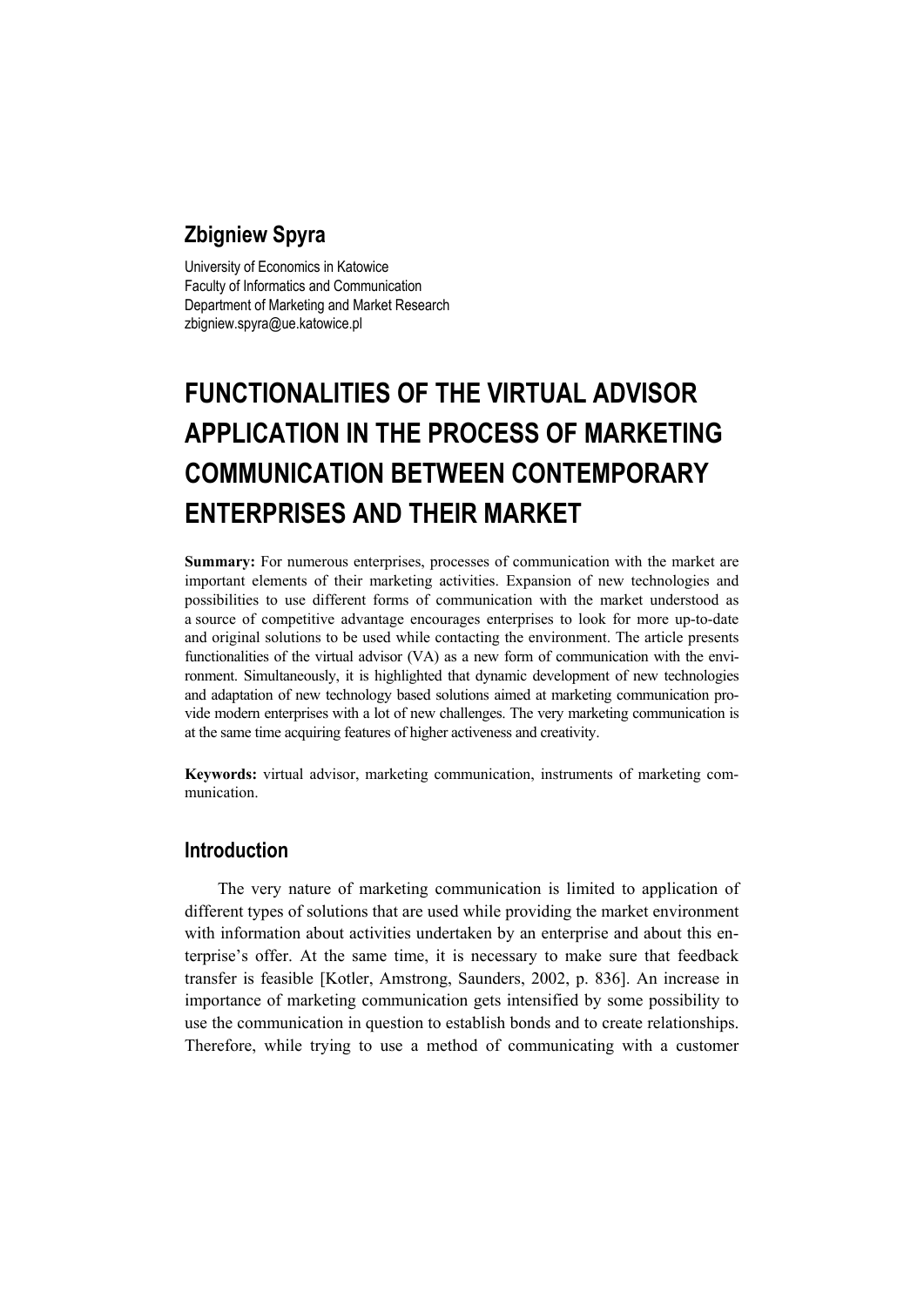## Zbigniew Spyra

University of Economics in Katowice
Faculty of Informatics and Communication
Department of Marketing and Market Research
zbigniew.spyra@ue.katowice.pl

# FUNCTIONALITIES OF THE VIRTUAL ADVISOR APPLICATION IN THE PROCESS OF MARKETING COMMUNICATION BETWEEN CONTEMPORARY ENTERPRISES AND THEIR MARKET

**Summary:** For numerous enterprises, processes of communication with the market are important elements of their marketing activities. Expansion of new technologies and possibilities to use different forms of communication with the market understood as a source of competitive advantage encourages enterprises to look for more up-to-date and original solutions to be used while contacting the environment. The article presents functionalities of the virtual advisor (VA) as a new form of communication with the environment. Simultaneously, it is highlighted that dynamic development of new technologies and adaptation of new technology based solutions aimed at marketing communication provide modern enterprises with a lot of new challenges. The very marketing communication is at the same time acquiring features of higher activeness and creativity.

**Keywords:** virtual advisor, marketing communication, instruments of marketing communication.

## Introduction

The very nature of marketing communication is limited to application of different types of solutions that are used while providing the market environment with information about activities undertaken by an enterprise and about this enterprise's offer. At the same time, it is necessary to make sure that feedback transfer is feasible [Kotler, Amstrong, Saunders, 2002, p. 836]. An increase in importance of marketing communication gets intensified by some possibility to use the communication in question to establish bonds and to create relationships. Therefore, while trying to use a method of communicating with a customer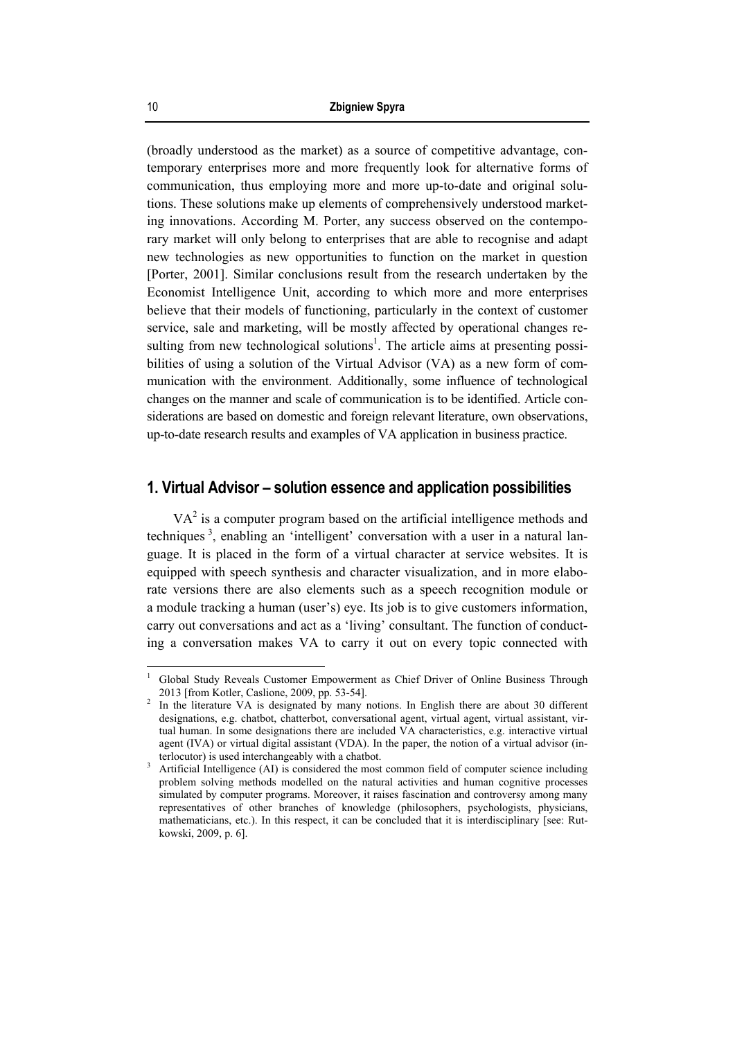(broadly understood as the market) as a source of competitive advantage, contemporary enterprises more and more frequently look for alternative forms of communication, thus employing more and more up-to-date and original solutions. These solutions make up elements of comprehensively understood marketing innovations. According M. Porter, any success observed on the contemporary market will only belong to enterprises that are able to recognise and adapt new technologies as new opportunities to function on the market in question [Porter, 2001]. Similar conclusions result from the research undertaken by the Economist Intelligence Unit, according to which more and more enterprises believe that their models of functioning, particularly in the context of customer service, sale and marketing, will be mostly affected by operational changes resulting from new technological solutions[1]. The article aims at presenting possibilities of using a solution of the Virtual Advisor (VA) as a new form of communication with the environment. Additionally, some influence of technological changes on the manner and scale of communication is to be identified. Article considerations are based on domestic and foreign relevant literature, own observations, up-to-date research results and examples of VA application in business practice.

## 1. Virtual Advisor – solution essence and application possibilities

VA[2] is a computer program based on the artificial intelligence methods and techniques[3], enabling an 'intelligent' conversation with a user in a natural language. It is placed in the form of a virtual character at service websites. It is equipped with speech synthesis and character visualization, and in more elaborate versions there are also elements such as a speech recognition module or a module tracking a human (user's) eye. Its job is to give customers information, carry out conversations and act as a 'living' consultant. The function of conducting a conversation makes VA to carry it out on every topic connected with

---

[1] Global Study Reveals Customer Empowerment as Chief Driver of Online Business Through 2013 [from Kotler, Caslione, 2009, pp. 53-54].

[2] In the literature VA is designated by many notions. In English there are about 30 different designations, e.g. chatbot, chatterbot, conversational agent, virtual agent, virtual assistant, virtual human. In some designations there are included VA characteristics, e.g. interactive virtual agent (IVA) or virtual digital assistant (VDA). In the paper, the notion of a virtual advisor (interlocutor) is used interchangeably with a chatbot.

[3] Artificial Intelligence (AI) is considered the most common field of computer science including problem solving methods modelled on the natural activities and human cognitive processes simulated by computer programs. Moreover, it raises fascination and controversy among many representatives of other branches of knowledge (philosophers, psychologists, physicians, mathematicians, etc.). In this respect, it can be concluded that it is interdisciplinary [see: Rutkowski, 2009, p. 6].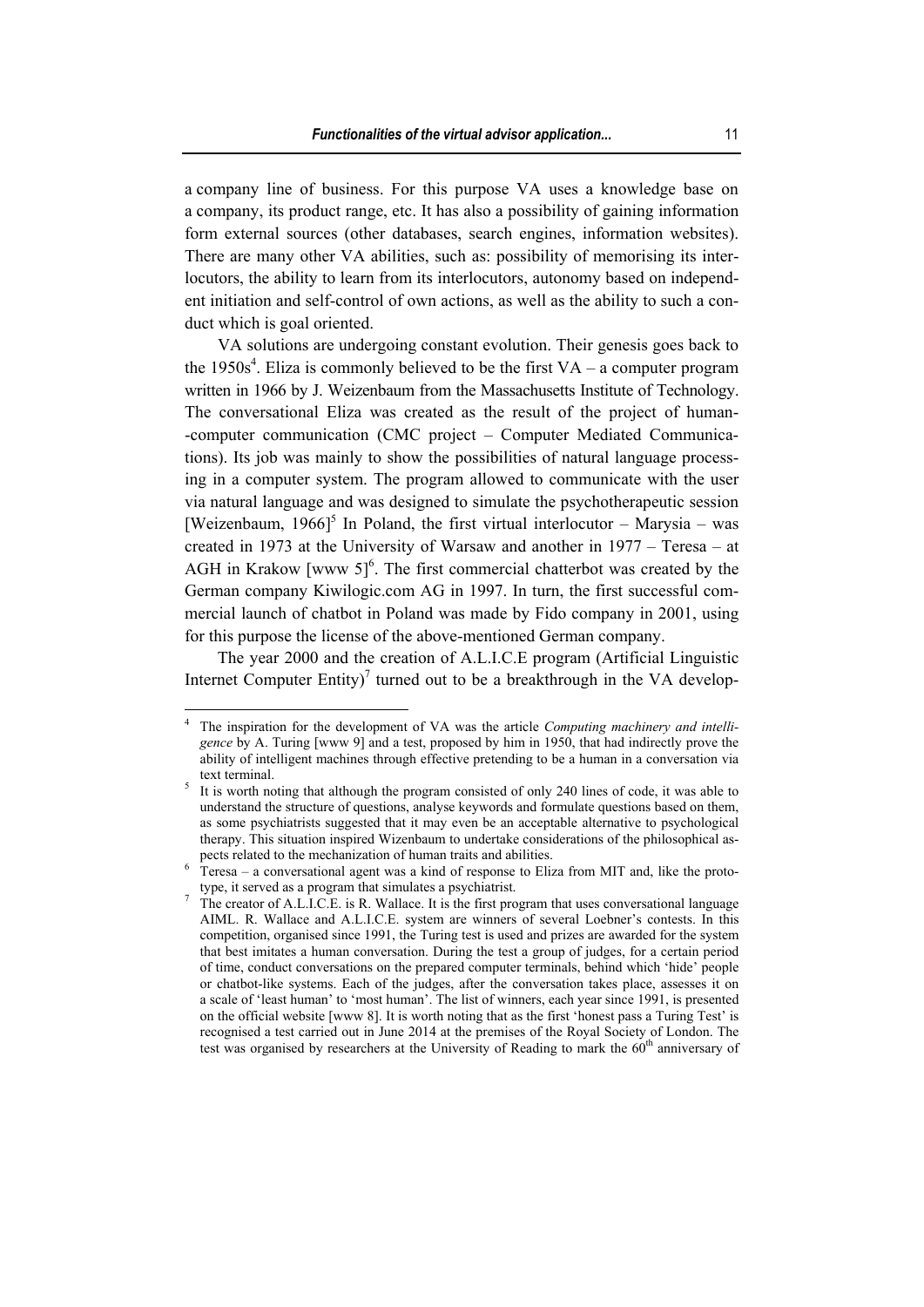a company line of business. For this purpose VA uses a knowledge base on a company, its product range, etc. It has also a possibility of gaining information form external sources (other databases, search engines, information websites). There are many other VA abilities, such as: possibility of memorising its interlocutors, the ability to learn from its interlocutors, autonomy based on independent initiation and self-control of own actions, as well as the ability to such a conduct which is goal oriented.

VA solutions are undergoing constant evolution. Their genesis goes back to the 1950s[4]. Eliza is commonly believed to be the first VA – a computer program written in 1966 by J. Weizenbaum from the Massachusetts Institute of Technology. The conversational Eliza was created as the result of the project of human-computer communication (CMC project – Computer Mediated Communications). Its job was mainly to show the possibilities of natural language processing in a computer system. The program allowed to communicate with the user via natural language and was designed to simulate the psychotherapeutic session [Weizenbaum, 1966][5] In Poland, the first virtual interlocutor – Marysia – was created in 1973 at the University of Warsaw and another in 1977 – Teresa – at AGH in Krakow [www 5][6]. The first commercial chatterbot was created by the German company Kiwilogic.com AG in 1997. In turn, the first successful commercial launch of chatbot in Poland was made by Fido company in 2001, using for this purpose the license of the above-mentioned German company.

The year 2000 and the creation of A.L.I.C.E program (Artificial Linguistic Internet Computer Entity)[7] turned out to be a breakthrough in the VA develop-

---

[4] The inspiration for the development of VA was the article *Computing machinery and intelligence* by A. Turing [www 9] and a test, proposed by him in 1950, that had indirectly prove the ability of intelligent machines through effective pretending to be a human in a conversation via text terminal.

[5] It is worth noting that although the program consisted of only 240 lines of code, it was able to understand the structure of questions, analyse keywords and formulate questions based on them, as some psychiatrists suggested that it may even be an acceptable alternative to psychological therapy. This situation inspired Wizenbaum to undertake considerations of the philosophical aspects related to the mechanization of human traits and abilities.

[6] Teresa – a conversational agent was a kind of response to Eliza from MIT and, like the prototype, it served as a program that simulates a psychiatrist.

[7] The creator of A.L.I.C.E. is R. Wallace. It is the first program that uses conversational language AIML. R. Wallace and A.L.I.C.E. system are winners of several Loebner's contests. In this competition, organised since 1991, the Turing test is used and prizes are awarded for the system that best imitates a human conversation. During the test a group of judges, for a certain period of time, conduct conversations on the prepared computer terminals, behind which 'hide' people or chatbot-like systems. Each of the judges, after the conversation takes place, assesses it on a scale of 'least human' to 'most human'. The list of winners, each year since 1991, is presented on the official website [www 8]. It is worth noting that as the first 'honest pass a Turing Test' is recognised a test carried out in June 2014 at the premises of the Royal Society of London. The test was organised by researchers at the University of Reading to mark the 60th anniversary of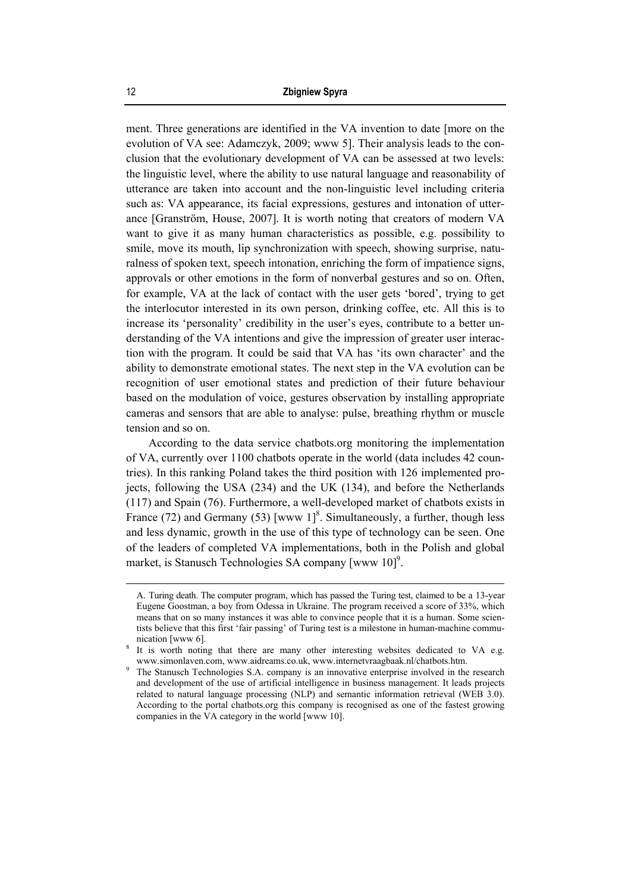ment. Three generations are identified in the VA invention to date [more on the evolution of VA see: Adamczyk, 2009; www 5]. Their analysis leads to the conclusion that the evolutionary development of VA can be assessed at two levels: the linguistic level, where the ability to use natural language and reasonability of utterance are taken into account and the non-linguistic level including criteria such as: VA appearance, its facial expressions, gestures and intonation of utterance [Granström, House, 2007]. It is worth noting that creators of modern VA want to give it as many human characteristics as possible, e.g. possibility to smile, move its mouth, lip synchronization with speech, showing surprise, naturalness of spoken text, speech intonation, enriching the form of impatience signs, approvals or other emotions in the form of nonverbal gestures and so on. Often, for example, VA at the lack of contact with the user gets 'bored', trying to get the interlocutor interested in its own person, drinking coffee, etc. All this is to increase its 'personality' credibility in the user's eyes, contribute to a better understanding of the VA intentions and give the impression of greater user interaction with the program. It could be said that VA has 'its own character' and the ability to demonstrate emotional states. The next step in the VA evolution can be recognition of user emotional states and prediction of their future behaviour based on the modulation of voice, gestures observation by installing appropriate cameras and sensors that are able to analyse: pulse, breathing rhythm or muscle tension and so on.

According to the data service chatbots.org monitoring the implementation of VA, currently over 1100 chatbots operate in the world (data includes 42 countries). In this ranking Poland takes the third position with 126 implemented projects, following the USA (234) and the UK (134), and before the Netherlands (117) and Spain (76). Furthermore, a well-developed market of chatbots exists in France (72) and Germany (53) [www 1][8]. Simultaneously, a further, though less and less dynamic, growth in the use of this type of technology can be seen. One of the leaders of completed VA implementations, both in the Polish and global market, is Stanusch Technologies SA company [www 10][9].

---

A. Turing death. The computer program, which has passed the Turing test, claimed to be a 13-year Eugene Goostman, a boy from Odessa in Ukraine. The program received a score of 33%, which means that on so many instances it was able to convince people that it is a human. Some scientists believe that this first 'fair passing' of Turing test is a milestone in human-machine communication [www 6].

[8] It is worth noting that there are many other interesting websites dedicated to VA e.g. www.simonlaven.com, www.aidreams.co.uk, www.internetvraagbaak.nl/chatbots.htm.

[9] The Stanusch Technologies S.A. company is an innovative enterprise involved in the research and development of the use of artificial intelligence in business management. It leads projects related to natural language processing (NLP) and semantic information retrieval (WEB 3.0). According to the portal chatbots.org this company is recognised as one of the fastest growing companies in the VA category in the world [www 10].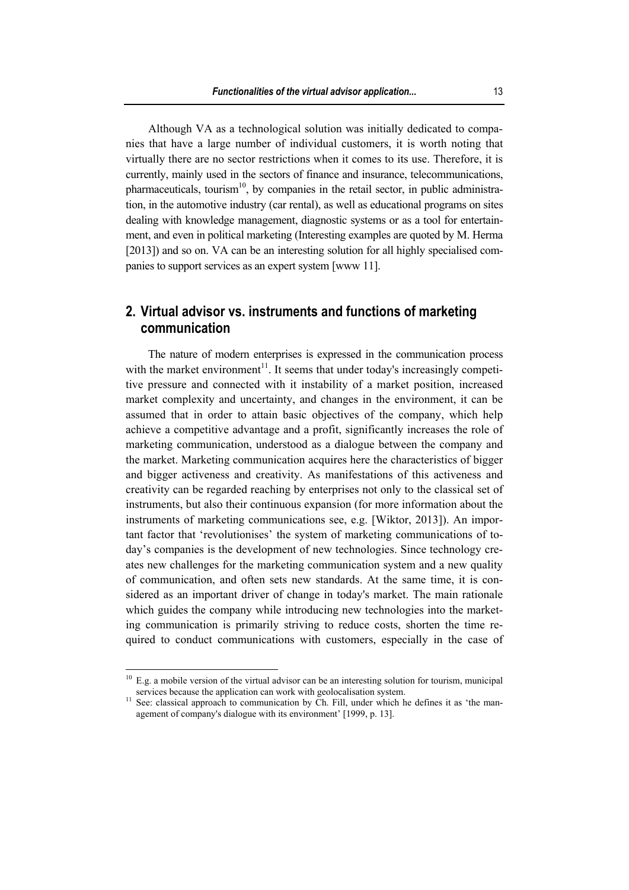Although VA as a technological solution was initially dedicated to companies that have a large number of individual customers, it is worth noting that virtually there are no sector restrictions when it comes to its use. Therefore, it is currently, mainly used in the sectors of finance and insurance, telecommunications, pharmaceuticals, tourism[10], by companies in the retail sector, in public administration, in the automotive industry (car rental), as well as educational programs on sites dealing with knowledge management, diagnostic systems or as a tool for entertainment, and even in political marketing (Interesting examples are quoted by M. Herma [2013]) and so on. VA can be an interesting solution for all highly specialised companies to support services as an expert system [www 11].

## 2. Virtual advisor vs. instruments and functions of marketing communication

The nature of modern enterprises is expressed in the communication process with the market environment[11]. It seems that under today's increasingly competitive pressure and connected with it instability of a market position, increased market complexity and uncertainty, and changes in the environment, it can be assumed that in order to attain basic objectives of the company, which help achieve a competitive advantage and a profit, significantly increases the role of marketing communication, understood as a dialogue between the company and the market. Marketing communication acquires here the characteristics of bigger and bigger activeness and creativity. As manifestations of this activeness and creativity can be regarded reaching by enterprises not only to the classical set of instruments, but also their continuous expansion (for more information about the instruments of marketing communications see, e.g. [Wiktor, 2013]). An important factor that 'revolutionises' the system of marketing communications of today's companies is the development of new technologies. Since technology creates new challenges for the marketing communication system and a new quality of communication, and often sets new standards. At the same time, it is considered as an important driver of change in today's market. The main rationale which guides the company while introducing new technologies into the marketing communication is primarily striving to reduce costs, shorten the time required to conduct communications with customers, especially in the case of

---

[10] E.g. a mobile version of the virtual advisor can be an interesting solution for tourism, municipal services because the application can work with geolocalisation system.

[11] See: classical approach to communication by Ch. Fill, under which he defines it as 'the management of company's dialogue with its environment' [1999, p. 13].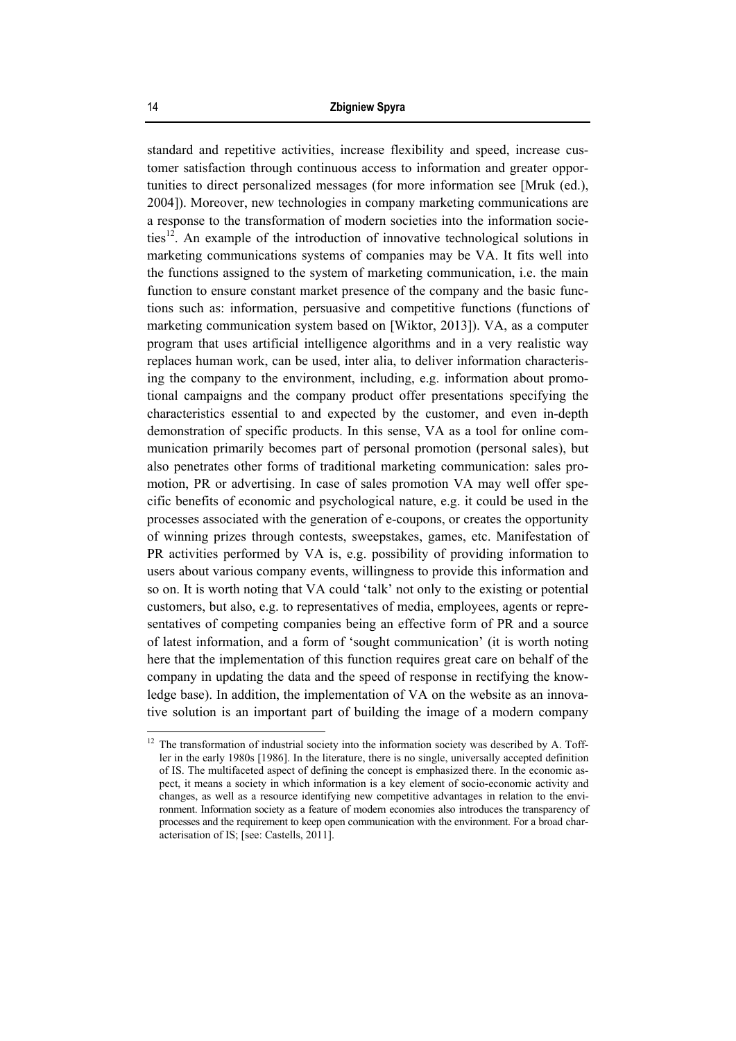standard and repetitive activities, increase flexibility and speed, increase customer satisfaction through continuous access to information and greater opportunities to direct personalized messages (for more information see [Mruk (ed.), 2004]). Moreover, new technologies in company marketing communications are a response to the transformation of modern societies into the information societies[12]. An example of the introduction of innovative technological solutions in marketing communications systems of companies may be VA. It fits well into the functions assigned to the system of marketing communication, i.e. the main function to ensure constant market presence of the company and the basic functions such as: information, persuasive and competitive functions (functions of marketing communication system based on [Wiktor, 2013]). VA, as a computer program that uses artificial intelligence algorithms and in a very realistic way replaces human work, can be used, inter alia, to deliver information characterising the company to the environment, including, e.g. information about promotional campaigns and the company product offer presentations specifying the characteristics essential to and expected by the customer, and even in-depth demonstration of specific products. In this sense, VA as a tool for online communication primarily becomes part of personal promotion (personal sales), but also penetrates other forms of traditional marketing communication: sales promotion, PR or advertising. In case of sales promotion VA may well offer specific benefits of economic and psychological nature, e.g. it could be used in the processes associated with the generation of e-coupons, or creates the opportunity of winning prizes through contests, sweepstakes, games, etc. Manifestation of PR activities performed by VA is, e.g. possibility of providing information to users about various company events, willingness to provide this information and so on. It is worth noting that VA could 'talk' not only to the existing or potential customers, but also, e.g. to representatives of media, employees, agents or representatives of competing companies being an effective form of PR and a source of latest information, and a form of 'sought communication' (it is worth noting here that the implementation of this function requires great care on behalf of the company in updating the data and the speed of response in rectifying the knowledge base). In addition, the implementation of VA on the website as an innovative solution is an important part of building the image of a modern company

[12] The transformation of industrial society into the information society was described by A. Toffler in the early 1980s [1986]. In the literature, there is no single, universally accepted definition of IS. The multifaceted aspect of defining the concept is emphasized there. In the economic aspect, it means a society in which information is a key element of socio-economic activity and changes, as well as a resource identifying new competitive advantages in relation to the environment. Information society as a feature of modern economies also introduces the transparency of processes and the requirement to keep open communication with the environment. For a broad characterisation of IS; [see: Castells, 2011].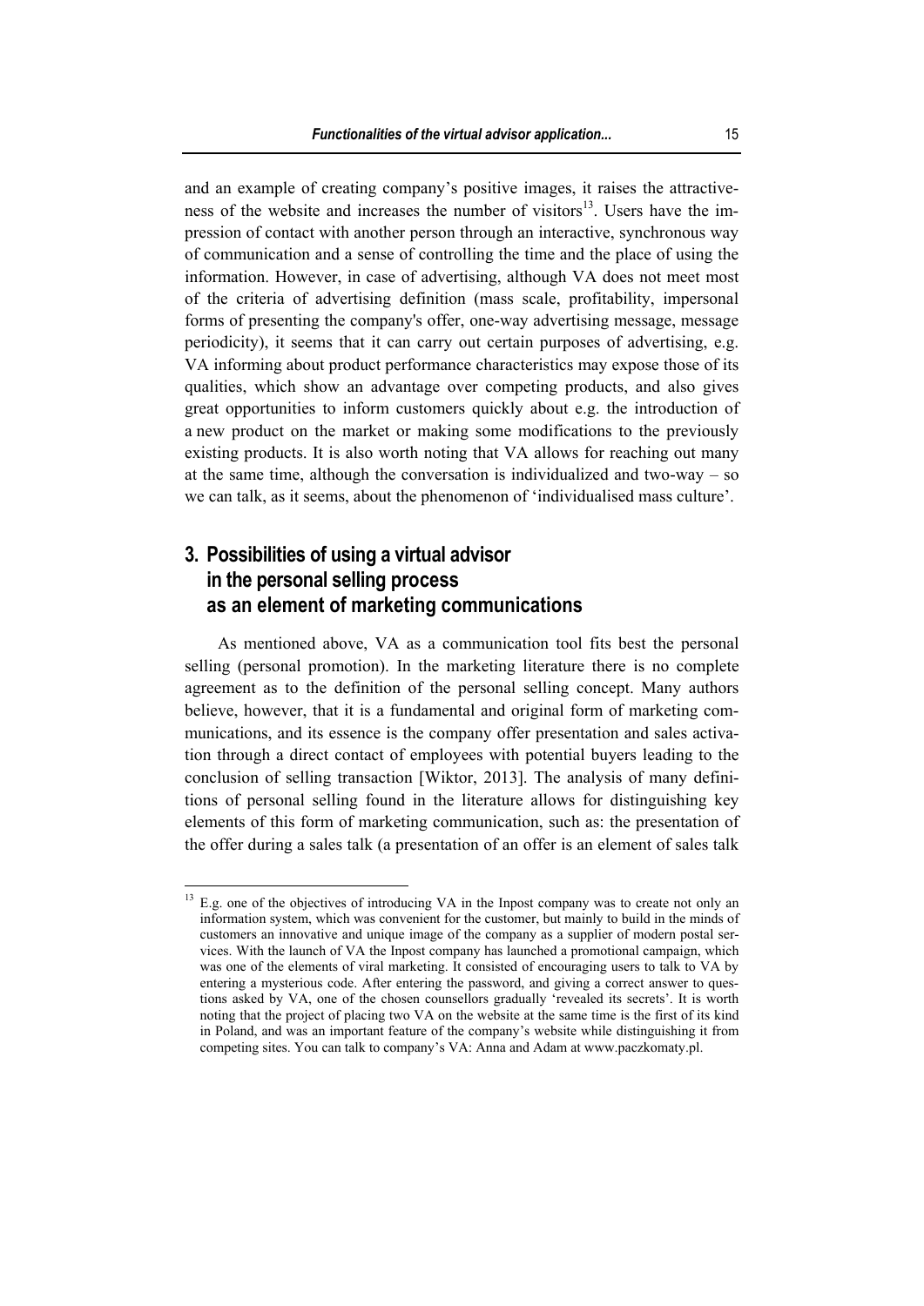and an example of creating company's positive images, it raises the attractiveness of the website and increases the number of visitors[13]. Users have the impression of contact with another person through an interactive, synchronous way of communication and a sense of controlling the time and the place of using the information. However, in case of advertising, although VA does not meet most of the criteria of advertising definition (mass scale, profitability, impersonal forms of presenting the company's offer, one-way advertising message, message periodicity), it seems that it can carry out certain purposes of advertising, e.g. VA informing about product performance characteristics may expose those of its qualities, which show an advantage over competing products, and also gives great opportunities to inform customers quickly about e.g. the introduction of a new product on the market or making some modifications to the previously existing products. It is also worth noting that VA allows for reaching out many at the same time, although the conversation is individualized and two-way – so we can talk, as it seems, about the phenomenon of 'individualised mass culture'.

## 3. Possibilities of using a virtual advisor in the personal selling process as an element of marketing communications

As mentioned above, VA as a communication tool fits best the personal selling (personal promotion). In the marketing literature there is no complete agreement as to the definition of the personal selling concept. Many authors believe, however, that it is a fundamental and original form of marketing communications, and its essence is the company offer presentation and sales activation through a direct contact of employees with potential buyers leading to the conclusion of selling transaction [Wiktor, 2013]. The analysis of many definitions of personal selling found in the literature allows for distinguishing key elements of this form of marketing communication, such as: the presentation of the offer during a sales talk (a presentation of an offer is an element of sales talk

---

[13] E.g. one of the objectives of introducing VA in the Inpost company was to create not only an information system, which was convenient for the customer, but mainly to build in the minds of customers an innovative and unique image of the company as a supplier of modern postal services. With the launch of VA the Inpost company has launched a promotional campaign, which was one of the elements of viral marketing. It consisted of encouraging users to talk to VA by entering a mysterious code. After entering the password, and giving a correct answer to questions asked by VA, one of the chosen counsellors gradually 'revealed its secrets'. It is worth noting that the project of placing two VA on the website at the same time is the first of its kind in Poland, and was an important feature of the company's website while distinguishing it from competing sites. You can talk to company's VA: Anna and Adam at www.paczkomaty.pl.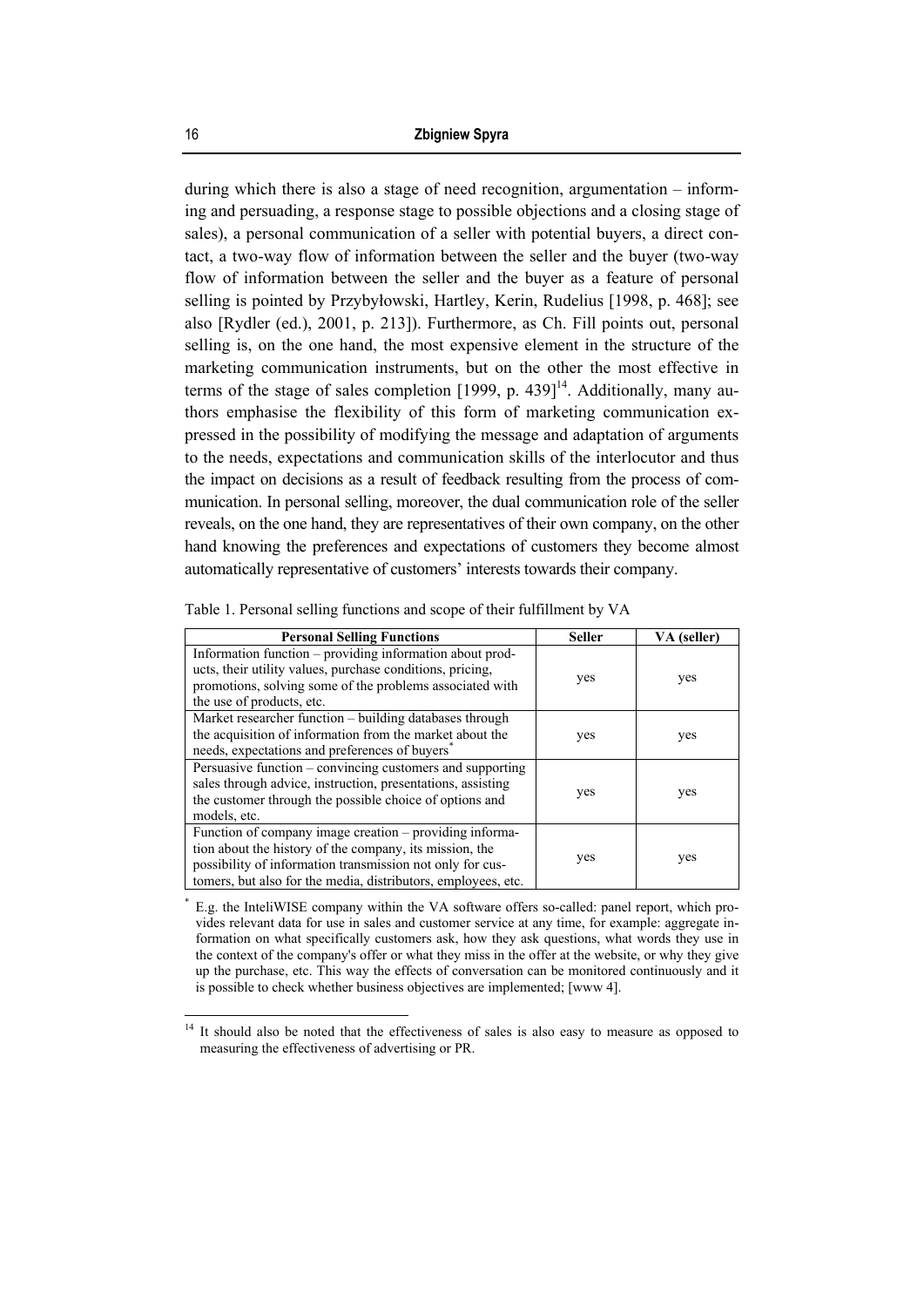during which there is also a stage of need recognition, argumentation – informing and persuading, a response stage to possible objections and a closing stage of sales), a personal communication of a seller with potential buyers, a direct contact, a two-way flow of information between the seller and the buyer (two-way flow of information between the seller and the buyer as a feature of personal selling is pointed by Przybyłowski, Hartley, Kerin, Rudelius [1998, p. 468]; see also [Rydler (ed.), 2001, p. 213]). Furthermore, as Ch. Fill points out, personal selling is, on the one hand, the most expensive element in the structure of the marketing communication instruments, but on the other the most effective in terms of the stage of sales completion [1999, p. 439][14]. Additionally, many authors emphasise the flexibility of this form of marketing communication expressed in the possibility of modifying the message and adaptation of arguments to the needs, expectations and communication skills of the interlocutor and thus the impact on decisions as a result of feedback resulting from the process of communication. In personal selling, moreover, the dual communication role of the seller reveals, on the one hand, they are representatives of their own company, on the other hand knowing the preferences and expectations of customers they become almost automatically representative of customers' interests towards their company.

Table 1. Personal selling functions and scope of their fulfillment by VA

| Personal Selling Functions | Seller | VA (seller) |
|---|---|---|
| Information function – providing information about products, their utility values, purchase conditions, pricing, promotions, solving some of the problems associated with the use of products, etc. | yes | yes |
| Market researcher function – building databases through the acquisition of information from the market about the needs, expectations and preferences of buyers* | yes | yes |
| Persuasive function – convincing customers and supporting sales through advice, instruction, presentations, assisting the customer through the possible choice of options and models, etc. | yes | yes |
| Function of company image creation – providing information about the history of the company, its mission, the possibility of information transmission not only for customers, but also for the media, distributors, employees, etc. | yes | yes |

* E.g. the InteliWISE company within the VA software offers so-called: panel report, which provides relevant data for use in sales and customer service at any time, for example: aggregate information on what specifically customers ask, how they ask questions, what words they use in the context of the company's offer or what they miss in the offer at the website, or why they give up the purchase, etc. This way the effects of conversation can be monitored continuously and it is possible to check whether business objectives are implemented; [www 4].

[14] It should also be noted that the effectiveness of sales is also easy to measure as opposed to measuring the effectiveness of advertising or PR.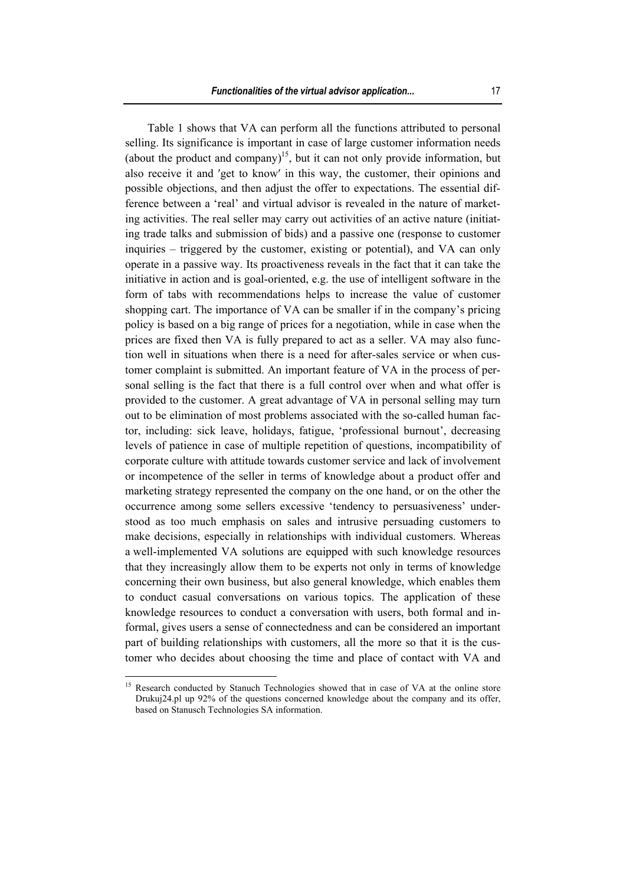Table 1 shows that VA can perform all the functions attributed to personal selling. Its significance is important in case of large customer information needs (about the product and company)[15], but it can not only provide information, but also receive it and ′get to know′ in this way, the customer, their opinions and possible objections, and then adjust the offer to expectations. The essential difference between a 'real' and virtual advisor is revealed in the nature of marketing activities. The real seller may carry out activities of an active nature (initiating trade talks and submission of bids) and a passive one (response to customer inquiries – triggered by the customer, existing or potential), and VA can only operate in a passive way. Its proactiveness reveals in the fact that it can take the initiative in action and is goal-oriented, e.g. the use of intelligent software in the form of tabs with recommendations helps to increase the value of customer shopping cart. The importance of VA can be smaller if in the company's pricing policy is based on a big range of prices for a negotiation, while in case when the prices are fixed then VA is fully prepared to act as a seller. VA may also function well in situations when there is a need for after-sales service or when customer complaint is submitted. An important feature of VA in the process of personal selling is the fact that there is a full control over when and what offer is provided to the customer. A great advantage of VA in personal selling may turn out to be elimination of most problems associated with the so-called human factor, including: sick leave, holidays, fatigue, 'professional burnout', decreasing levels of patience in case of multiple repetition of questions, incompatibility of corporate culture with attitude towards customer service and lack of involvement or incompetence of the seller in terms of knowledge about a product offer and marketing strategy represented the company on the one hand, or on the other the occurrence among some sellers excessive 'tendency to persuasiveness' understood as too much emphasis on sales and intrusive persuading customers to make decisions, especially in relationships with individual customers. Whereas a well-implemented VA solutions are equipped with such knowledge resources that they increasingly allow them to be experts not only in terms of knowledge concerning their own business, but also general knowledge, which enables them to conduct casual conversations on various topics. The application of these knowledge resources to conduct a conversation with users, both formal and informal, gives users a sense of connectedness and can be considered an important part of building relationships with customers, all the more so that it is the customer who decides about choosing the time and place of contact with VA and

---

[15] Research conducted by Stanuch Technologies showed that in case of VA at the online store Drukuj24.pl up 92% of the questions concerned knowledge about the company and its offer, based on Stanusch Technologies SA information.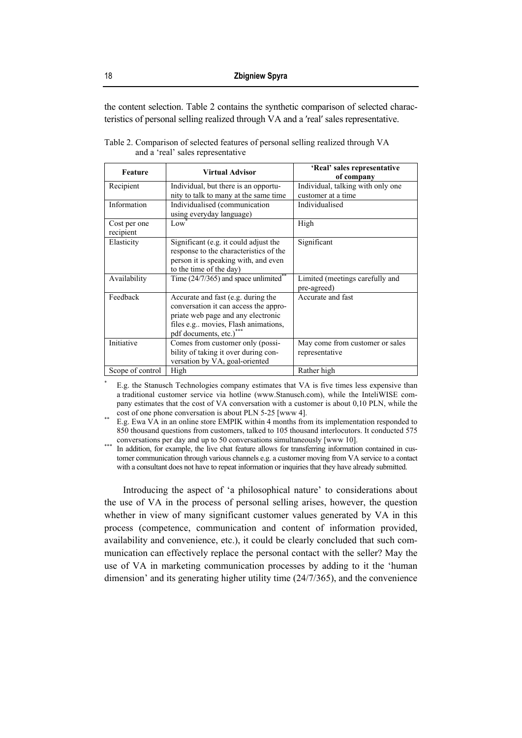the content selection. Table 2 contains the synthetic comparison of selected characteristics of personal selling realized through VA and a ′real′ sales representative.

Table 2. Comparison of selected features of personal selling realized through VA and a 'real' sales representative

| Feature | Virtual Advisor | 'Real' sales representative of company |
|---|---|---|
| Recipient | Individual, but there is an opportunity to talk to many at the same time | Individual, talking with only one customer at a time |
| Information | Individualised (communication using everyday language) | Individualised |
| Cost per one recipient | Low* | High |
| Elasticity | Significant (e.g. it could adjust the response to the characteristics of the person it is speaking with, and even to the time of the day) | Significant |
| Availability | Time (24/7/365) and space unlimited** | Limited (meetings carefully and pre-agreed) |
| Feedback | Accurate and fast (e.g. during the conversation it can access the appropriate web page and any electronic files e.g.. movies, Flash animations, pdf documents, etc.)*** | Accurate and fast |
| Initiative | Comes from customer only (possibility of taking it over during conversation by VA, goal-oriented | May come from customer or sales representative |
| Scope of control | High | Rather high |

\* E.g. the Stanusch Technologies company estimates that VA is five times less expensive than a traditional customer service via hotline (www.Stanusch.com), while the InteliWISE company estimates that the cost of VA conversation with a customer is about 0,10 PLN, while the cost of one phone conversation is about PLN 5-25 [www 4].

\** E.g. Ewa VA in an online store EMPIK within 4 months from its implementation responded to 850 thousand questions from customers, talked to 105 thousand interlocutors. It conducted 575 conversations per day and up to 50 conversations simultaneously [www 10].

\*** In addition, for example, the live chat feature allows for transferring information contained in customer communication through various channels e.g. a customer moving from VA service to a contact with a consultant does not have to repeat information or inquiries that they have already submitted.

Introducing the aspect of 'a philosophical nature' to considerations about the use of VA in the process of personal selling arises, however, the question whether in view of many significant customer values generated by VA in this process (competence, communication and content of information provided, availability and convenience, etc.), it could be clearly concluded that such communication can effectively replace the personal contact with the seller? May the use of VA in marketing communication processes by adding to it the 'human dimension' and its generating higher utility time (24/7/365), and the convenience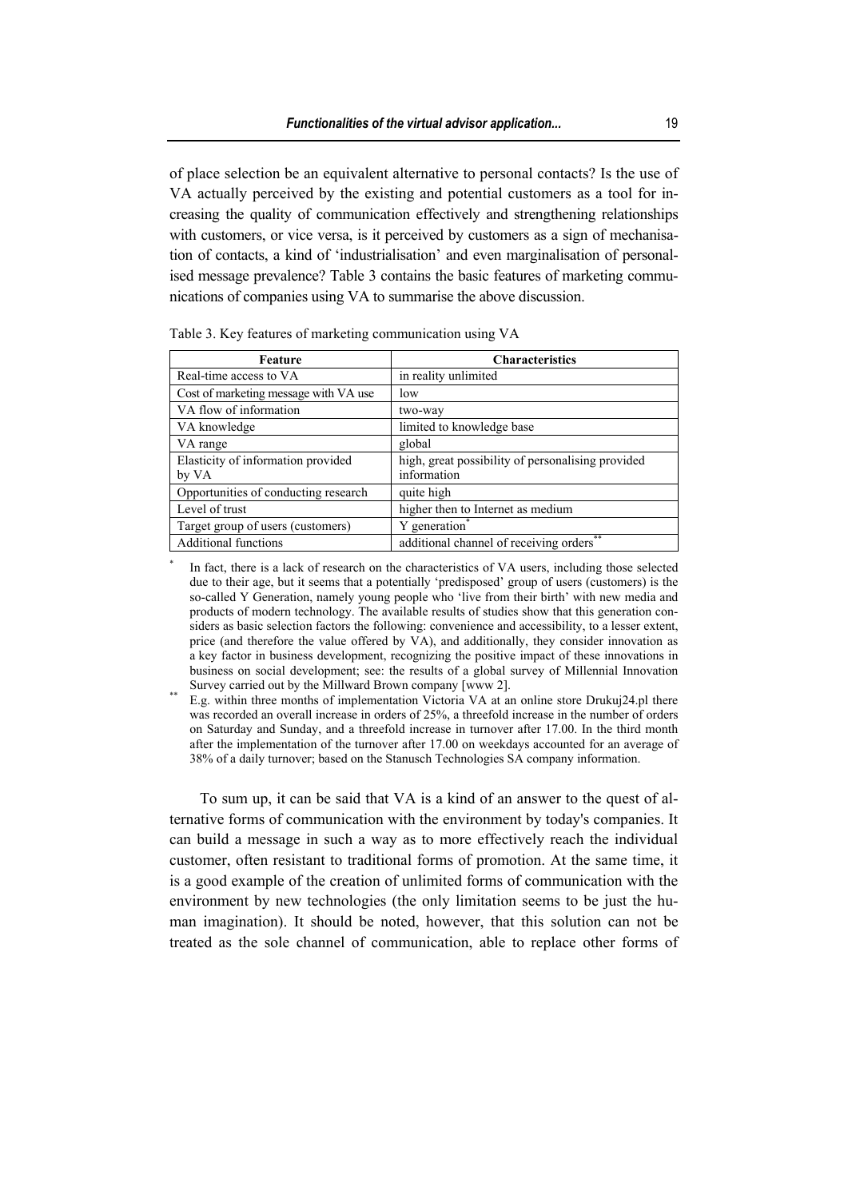of place selection be an equivalent alternative to personal contacts? Is the use of VA actually perceived by the existing and potential customers as a tool for increasing the quality of communication effectively and strengthening relationships with customers, or vice versa, is it perceived by customers as a sign of mechanisation of contacts, a kind of 'industrialisation' and even marginalisation of personalised message prevalence? Table 3 contains the basic features of marketing communications of companies using VA to summarise the above discussion.

Table 3. Key features of marketing communication using VA

| Feature | Characteristics |
|---|---|
| Real-time access to VA | in reality unlimited |
| Cost of marketing message with VA use | low |
| VA flow of information | two-way |
| VA knowledge | limited to knowledge base |
| VA range | global |
| Elasticity of information provided by VA | high, great possibility of personalising provided information |
| Opportunities of conducting research | quite high |
| Level of trust | higher then to Internet as medium |
| Target group of users (customers) | Y generation* |
| Additional functions | additional channel of receiving orders** |

\* In fact, there is a lack of research on the characteristics of VA users, including those selected due to their age, but it seems that a potentially 'predisposed' group of users (customers) is the so-called Y Generation, namely young people who 'live from their birth' with new media and products of modern technology. The available results of studies show that this generation considers as basic selection factors the following: convenience and accessibility, to a lesser extent, price (and therefore the value offered by VA), and additionally, they consider innovation as a key factor in business development, recognizing the positive impact of these innovations in business on social development; see: the results of a global survey of Millennial Innovation Survey carried out by the Millward Brown company [www 2].

\** E.g. within three months of implementation Victoria VA at an online store Drukuj24.pl there was recorded an overall increase in orders of 25%, a threefold increase in the number of orders on Saturday and Sunday, and a threefold increase in turnover after 17.00. In the third month after the implementation of the turnover after 17.00 on weekdays accounted for an average of 38% of a daily turnover; based on the Stanusch Technologies SA company information.

To sum up, it can be said that VA is a kind of an answer to the quest of alternative forms of communication with the environment by today's companies. It can build a message in such a way as to more effectively reach the individual customer, often resistant to traditional forms of promotion. At the same time, it is a good example of the creation of unlimited forms of communication with the environment by new technologies (the only limitation seems to be just the human imagination). It should be noted, however, that this solution can not be treated as the sole channel of communication, able to replace other forms of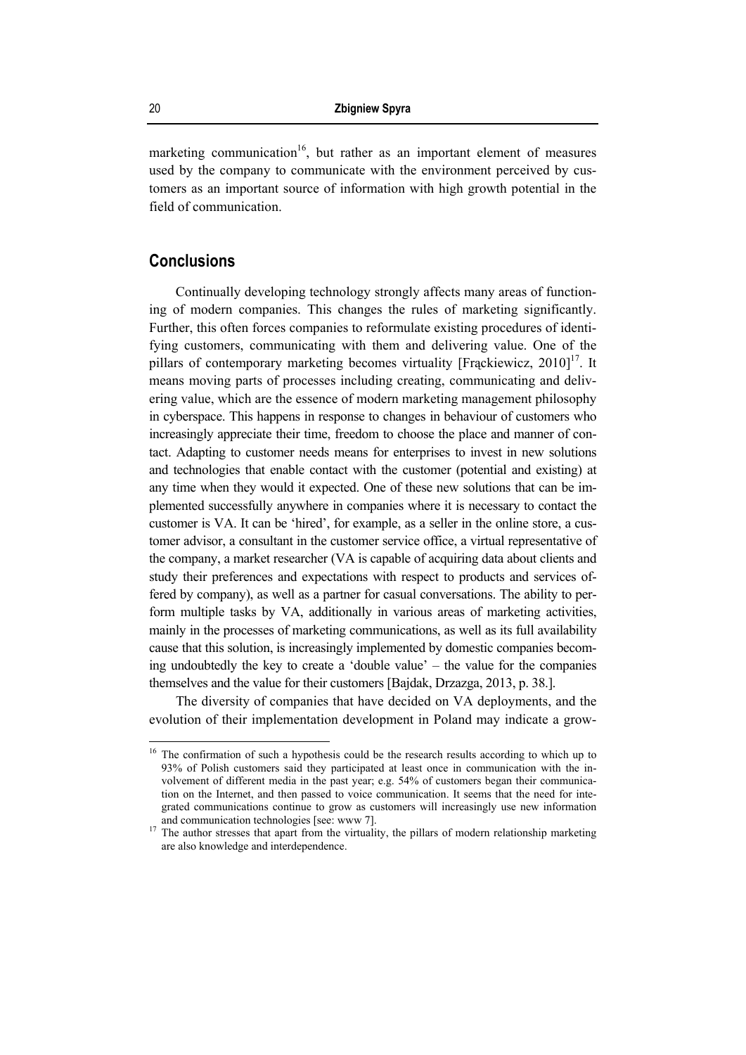marketing communication[16], but rather as an important element of measures used by the company to communicate with the environment perceived by customers as an important source of information with high growth potential in the field of communication.

## Conclusions

Continually developing technology strongly affects many areas of functioning of modern companies. This changes the rules of marketing significantly. Further, this often forces companies to reformulate existing procedures of identifying customers, communicating with them and delivering value. One of the pillars of contemporary marketing becomes virtuality [Frąckiewicz, 2010][17]. It means moving parts of processes including creating, communicating and delivering value, which are the essence of modern marketing management philosophy in cyberspace. This happens in response to changes in behaviour of customers who increasingly appreciate their time, freedom to choose the place and manner of contact. Adapting to customer needs means for enterprises to invest in new solutions and technologies that enable contact with the customer (potential and existing) at any time when they would it expected. One of these new solutions that can be implemented successfully anywhere in companies where it is necessary to contact the customer is VA. It can be 'hired', for example, as a seller in the online store, a customer advisor, a consultant in the customer service office, a virtual representative of the company, a market researcher (VA is capable of acquiring data about clients and study their preferences and expectations with respect to products and services offered by company), as well as a partner for casual conversations. The ability to perform multiple tasks by VA, additionally in various areas of marketing activities, mainly in the processes of marketing communications, as well as its full availability cause that this solution, is increasingly implemented by domestic companies becoming undoubtedly the key to create a 'double value' – the value for the companies themselves and the value for their customers [Bajdak, Drzazga, 2013, p. 38.].

The diversity of companies that have decided on VA deployments, and the evolution of their implementation development in Poland may indicate a grow-

---

[16] The confirmation of such a hypothesis could be the research results according to which up to 93% of Polish customers said they participated at least once in communication with the involvement of different media in the past year; e.g. 54% of customers began their communication on the Internet, and then passed to voice communication. It seems that the need for integrated communications continue to grow as customers will increasingly use new information and communication technologies [see: www 7].

[17] The author stresses that apart from the virtuality, the pillars of modern relationship marketing are also knowledge and interdependence.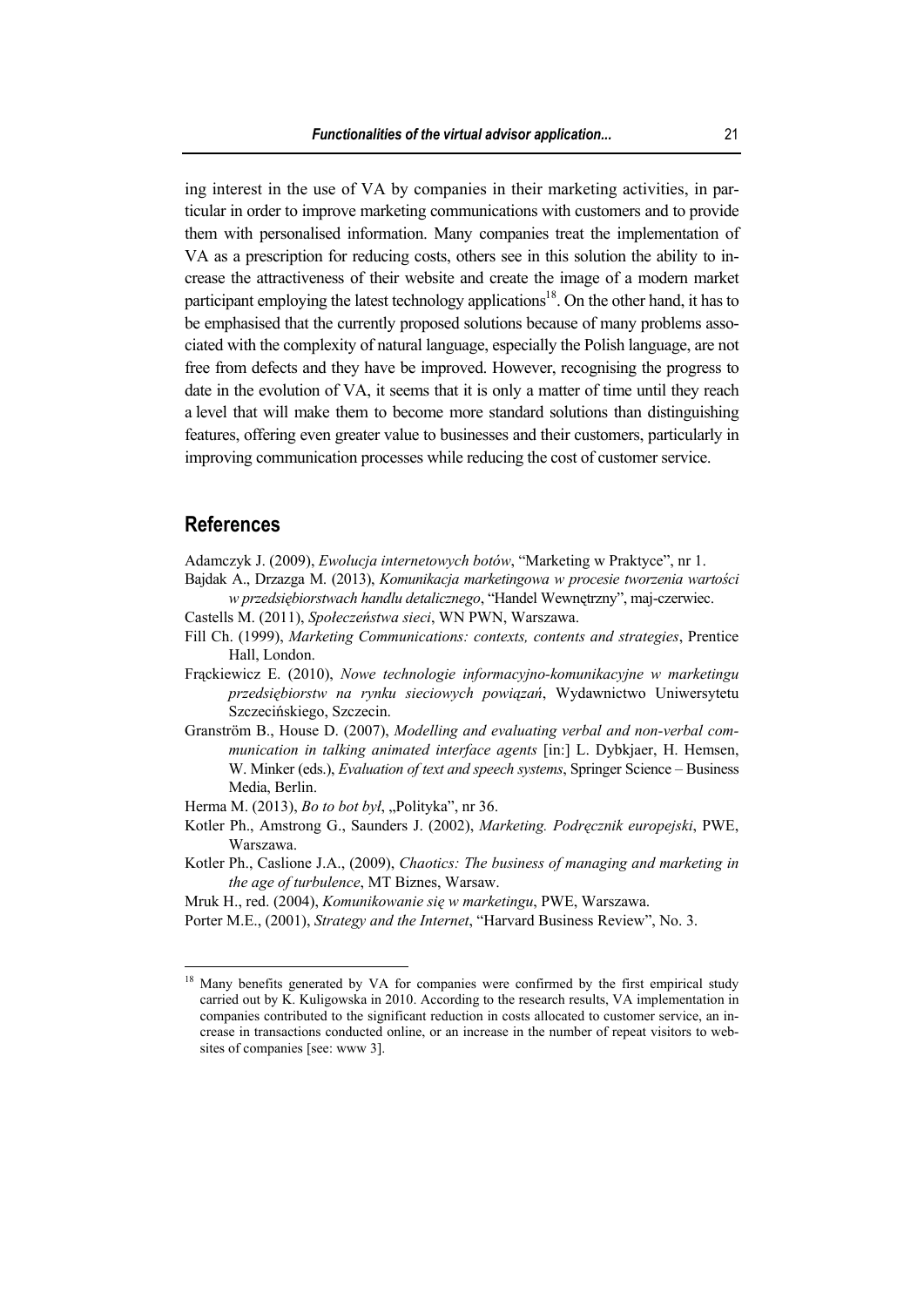ing interest in the use of VA by companies in their marketing activities, in particular in order to improve marketing communications with customers and to provide them with personalised information. Many companies treat the implementation of VA as a prescription for reducing costs, others see in this solution the ability to increase the attractiveness of their website and create the image of a modern market participant employing the latest technology applications[18]. On the other hand, it has to be emphasised that the currently proposed solutions because of many problems associated with the complexity of natural language, especially the Polish language, are not free from defects and they have be improved. However, recognising the progress to date in the evolution of VA, it seems that it is only a matter of time until they reach a level that will make them to become more standard solutions than distinguishing features, offering even greater value to businesses and their customers, particularly in improving communication processes while reducing the cost of customer service.

## References

Adamczyk J. (2009), *Ewolucja internetowych botów*, "Marketing w Praktyce", nr 1.

Bajdak A., Drzazga M. (2013), *Komunikacja marketingowa w procesie tworzenia wartości w przedsiębiorstwach handlu detalicznego*, "Handel Wewnętrzny", maj-czerwiec.

Castells M. (2011), *Społeczeństwa sieci*, WN PWN, Warszawa.

Fill Ch. (1999), *Marketing Communications: contexts, contents and strategies*, Prentice Hall, London.

Frąckiewicz E. (2010), *Nowe technologie informacyjno-komunikacyjne w marketingu przedsiębiorstw na rynku sieciowych powiązań*, Wydawnictwo Uniwersytetu Szczecińskiego, Szczecin.

Granström B., House D. (2007), *Modelling and evaluating verbal and non-verbal communication in talking animated interface agents* [in:] L. Dybkjaer, H. Hemsen, W. Minker (eds.), *Evaluation of text and speech systems*, Springer Science – Business Media, Berlin.

Herma M. (2013), *Bo to bot był*, „Polityka", nr 36.

Kotler Ph., Amstrong G., Saunders J. (2002), *Marketing. Podręcznik europejski*, PWE, Warszawa.

Kotler Ph., Caslione J.A., (2009), *Chaotics: The business of managing and marketing in the age of turbulence*, MT Biznes, Warsaw.

Mruk H., red. (2004), *Komunikowanie się w marketingu*, PWE, Warszawa.

Porter M.E., (2001), *Strategy and the Internet*, "Harvard Business Review", No. 3.

---

[18] Many benefits generated by VA for companies were confirmed by the first empirical study carried out by K. Kuligowska in 2010. According to the research results, VA implementation in companies contributed to the significant reduction in costs allocated to customer service, an increase in transactions conducted online, or an increase in the number of repeat visitors to websites of companies [see: www 3].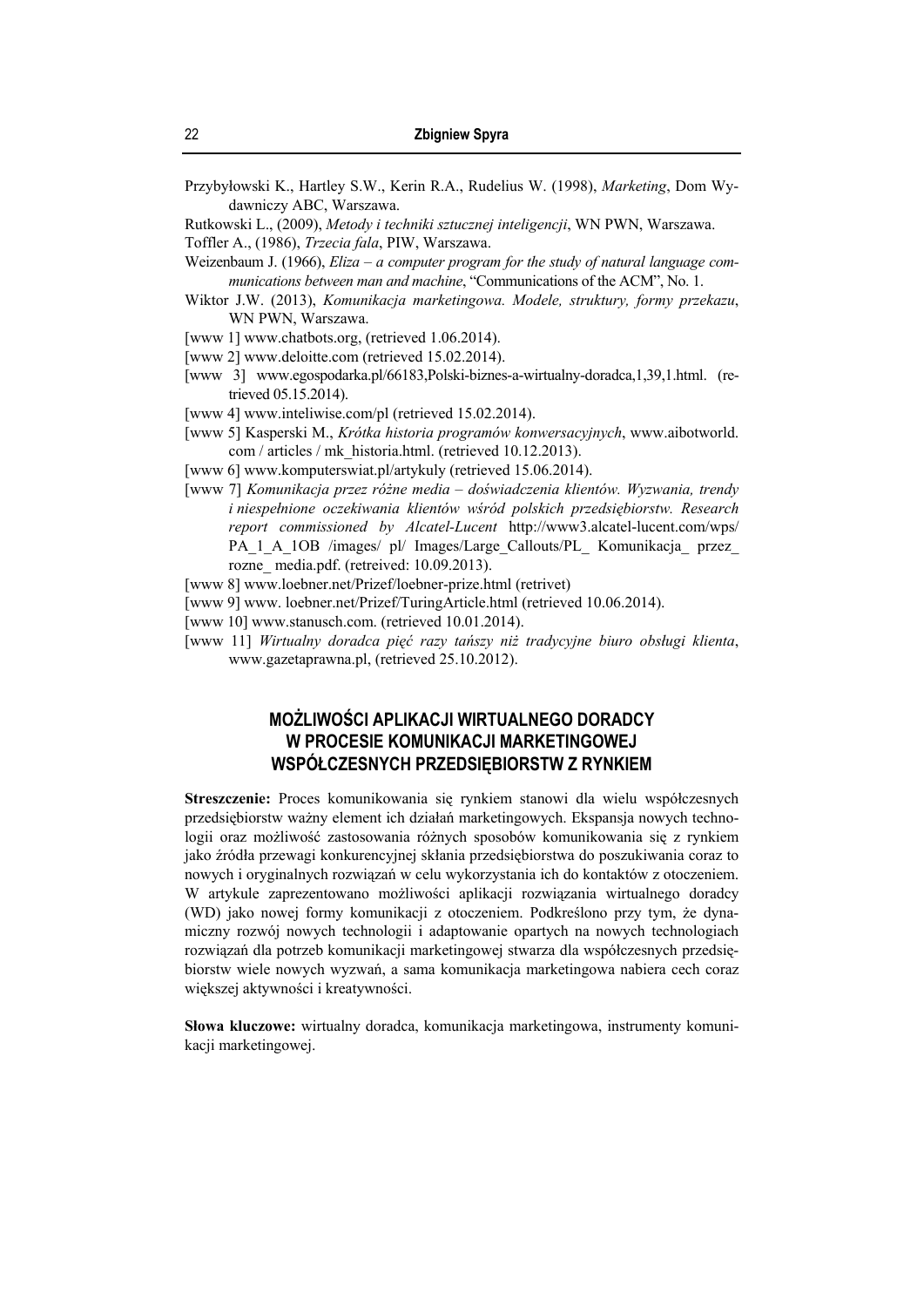Przybyłowski K., Hartley S.W., Kerin R.A., Rudelius W. (1998), *Marketing*, Dom Wydawniczy ABC, Warszawa.

Rutkowski L., (2009), *Metody i techniki sztucznej inteligencji*, WN PWN, Warszawa.

Toffler A., (1986), *Trzecia fala*, PIW, Warszawa.

Weizenbaum J. (1966), *Eliza – a computer program for the study of natural language communications between man and machine*, "Communications of the ACM", No. 1.

Wiktor J.W. (2013), *Komunikacja marketingowa. Modele, struktury, formy przekazu*, WN PWN, Warszawa.

[www 1] www.chatbots.org, (retrieved 1.06.2014).

[www 2] www.deloitte.com (retrieved 15.02.2014).

[www 3] www.egospodarka.pl/66183,Polski-biznes-a-wirtualny-doradca,1,39,1.html. (retrieved 05.15.2014).

[www 4] www.inteliwise.com/pl (retrieved 15.02.2014).

[www 5] Kasperski M., *Krótka historia programów konwersacyjnych*, www.aibotworld.com / articles / mk_historia.html. (retrieved 10.12.2013).

[www 6] www.komputerswiat.pl/artykuly (retrieved 15.06.2014).

[www 7] *Komunikacja przez różne media – doświadczenia klientów. Wyzwania, trendy i niespełnione oczekiwania klientów wśród polskich przedsiębiorstw. Research report commissioned by Alcatel-Lucent* http://www3.alcatel-lucent.com/wps/ PA_1_A_1OB /images/ pl/ Images/Large_Callouts/PL_ Komunikacja_ przez_ rozne_ media.pdf. (retreived: 10.09.2013).

[www 8] www.loebner.net/Prizef/loebner-prize.html (retrivet)

[www 9] www. loebner.net/Prizef/TuringArticle.html (retrieved 10.06.2014).

[www 10] www.stanusch.com. (retrieved 10.01.2014).

[www 11] *Wirtualny doradca pięć razy tańszy niż tradycyjne biuro obsługi klienta*, www.gazetaprawna.pl, (retrieved 25.10.2012).

## MOŻLIWOŚCI APLIKACJI WIRTUALNEGO DORADCY W PROCESIE KOMUNIKACJI MARKETINGOWEJ WSPÓŁCZESNYCH PRZEDSIĘBIORSTW Z RYNKIEM

**Streszczenie:** Proces komunikowania się rynkiem stanowi dla wielu współczesnych przedsiębiorstw ważny element ich działań marketingowych. Ekspansja nowych technologii oraz możliwość zastosowania różnych sposobów komunikowania się z rynkiem jako źródła przewagi konkurencyjnej skłania przedsiębiorstwa do poszukiwania coraz to nowych i oryginalnych rozwiązań w celu wykorzystania ich do kontaktów z otoczeniem. W artykule zaprezentowano możliwości aplikacji rozwiązania wirtualnego doradcy (WD) jako nowej formy komunikacji z otoczeniem. Podkreślono przy tym, że dynamiczny rozwój nowych technologii i adaptowanie opartych na nowych technologiach rozwiązań dla potrzeb komunikacji marketingowej stwarza dla współczesnych przedsiębiorstw wiele nowych wyzwań, a sama komunikacja marketingowa nabiera cech coraz większej aktywności i kreatywności.

**Słowa kluczowe:** wirtualny doradca, komunikacja marketingowa, instrumenty komunikacji marketingowej.